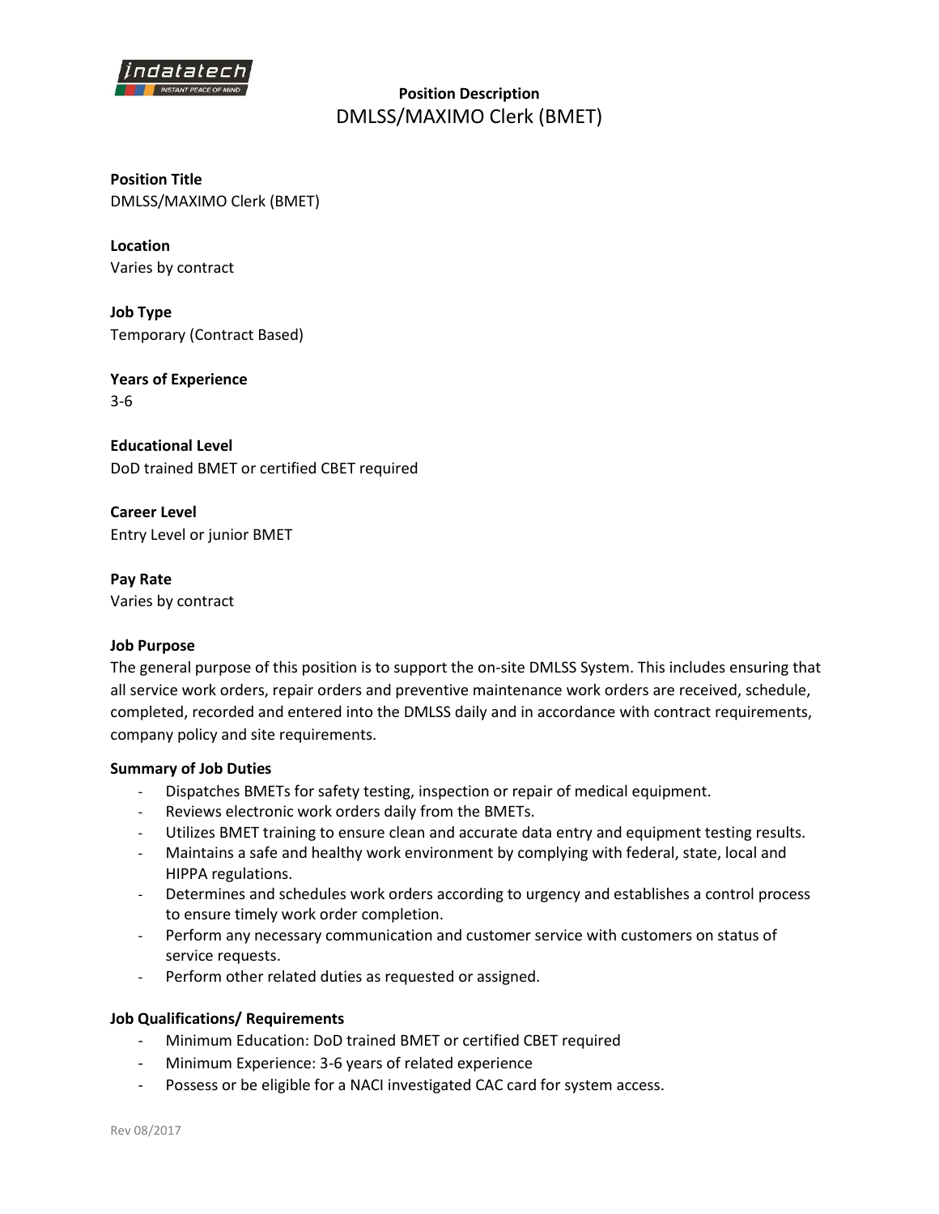# Position Description

## DMLSS/MAXIMO Clerk (BMET)

**Position Title**
DMLSS/MAXIMO Clerk (BMET)

**Location**
Varies by contract

**Job Type**
Temporary (Contract Based)

**Years of Experience**
3-6

**Educational Level**
DoD trained BMET or certified CBET required

**Career Level**
Entry Level or junior BMET

**Pay Rate**
Varies by contract

**Job Purpose**
The general purpose of this position is to support the on-site DMLSS System. This includes ensuring that all service work orders, repair orders and preventive maintenance work orders are received, schedule, completed, recorded and entered into the DMLSS daily and in accordance with contract requirements, company policy and site requirements.

**Summary of Job Duties**

- Dispatches BMETs for safety testing, inspection or repair of medical equipment.
- Reviews electronic work orders daily from the BMETs.
- Utilizes BMET training to ensure clean and accurate data entry and equipment testing results.
- Maintains a safe and healthy work environment by complying with federal, state, local and HIPPA regulations.
- Determines and schedules work orders according to urgency and establishes a control process to ensure timely work order completion.
- Perform any necessary communication and customer service with customers on status of service requests.
- Perform other related duties as requested or assigned.

**Job Qualifications/ Requirements**

- Minimum Education: DoD trained BMET or certified CBET required
- Minimum Experience: 3-6 years of related experience
- Possess or be eligible for a NACI investigated CAC card for system access.

Rev 08/2017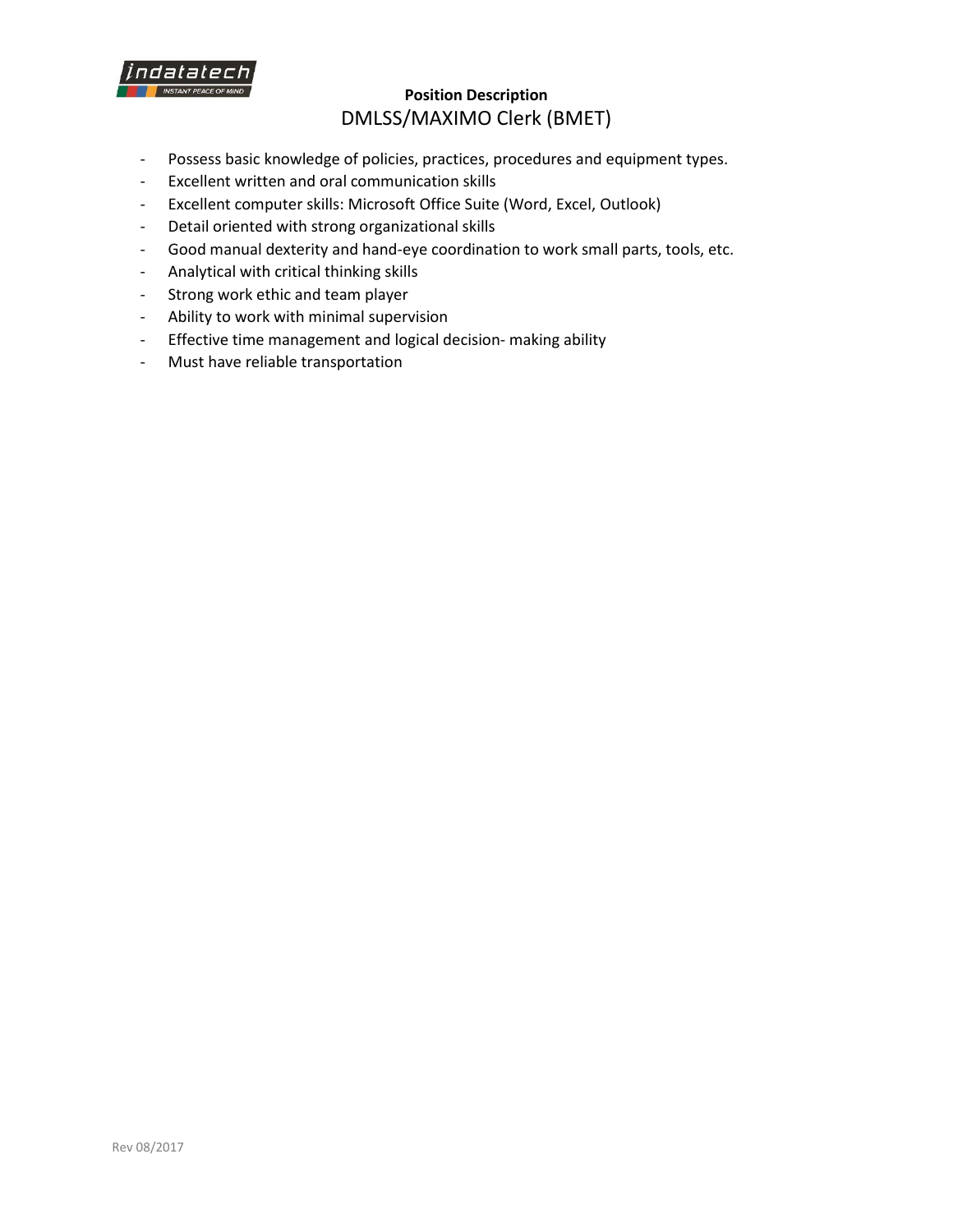**Position Description**

DMLSS/MAXIMO Clerk (BMET)

- Possess basic knowledge of policies, practices, procedures and equipment types.
- Excellent written and oral communication skills
- Excellent computer skills: Microsoft Office Suite (Word, Excel, Outlook)
- Detail oriented with strong organizational skills
- Good manual dexterity and hand-eye coordination to work small parts, tools, etc.
- Analytical with critical thinking skills
- Strong work ethic and team player
- Ability to work with minimal supervision
- Effective time management and logical decision- making ability
- Must have reliable transportation